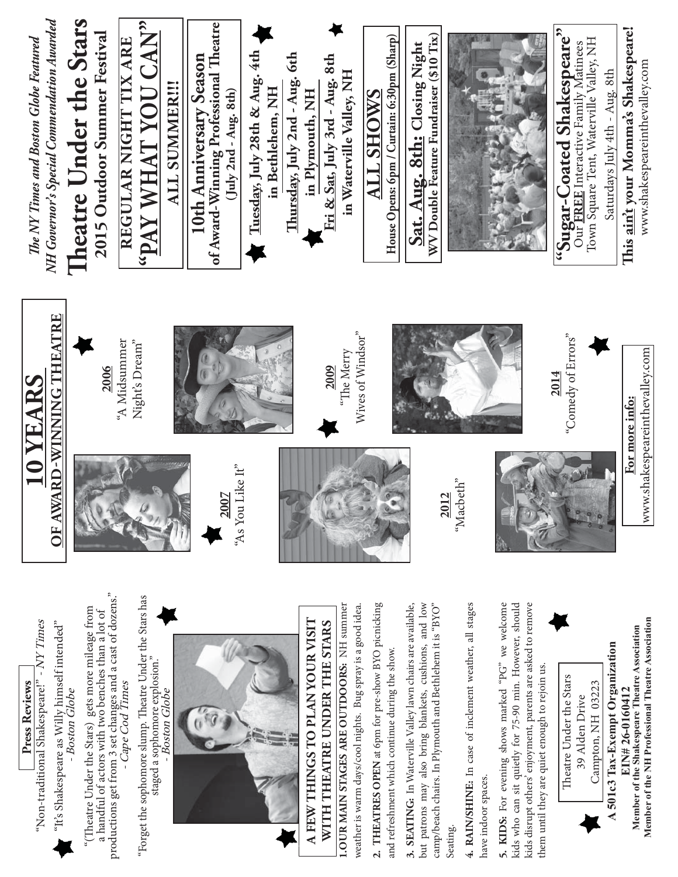**Press Reviews**

"Non-traditional Shakespeare!" - *NY Times*

"It's Shakespeare as Willy himself intended" - *Boston Globe*

"(Theatre Under the Stars) gets more mileage from a handful of actors with two benches than a lot of productions get from 3 set changes and a cast of dozens." - *Cape Cod Times*

"Forget the sophomore slump. Theatre Under the Stars has staged a sophomore explosion." - *Boston Globe*

## A FEW THINGS TO PLAN YOUR VISIT WITH THEATRE UNDER THE STARS

**1. OUR MAIN STAGES ARE OUTDOORS:** NH summer weather is warm days/cool nights. Bug spray is a good idea.

**2. THEATRES OPEN** at 6pm for pre-show BYO picnicking and refreshment which continue during the show.

**3. SEATING:** In Waterville Valley lawn chairs are available, but patrons may also bring blankets, cushions, and low camp/beach chairs. In Plymouth and Bethlehem it is "BYO" Seating.

**4. RAIN/SHINE:** In case of inclement weather, all stages have indoor spaces.

**5. KIDS:** For evening shows marked "PG" we welcome kids who can sit quietly for 75-90 min. However, should kids disrupt others' enjoyment, parents are asked to remove them until they are quiet enough to rejoin us.

Theatre Under the Stars
39 Alden Drive
Campton, NH 03223

**A 501c3 Tax-Exempt Organization**
**EIN# 26-0160412**
**Member of the Shakespeare Theatre Association**
**Member of the NH Professional Theatre Association**

## 10 YEARS OF AWARD-WINNING THEATRE

**2006** "A Midsummer Night's Dream"

**2007** "As You Like It"

**2009** "The Merry Wives of Windsor"

**2012** "Macbeth"

**2014** "Comedy of Errors"

**For more info:**
www.shakespeareinthevalley.com

*The NY Times and Boston Globe Featured*
*NH Governor's Special Commendation Awarded*

# Theatre Under the Stars
## 2015 Outdoor Summer Festival

**REGULAR NIGHT TIX ARE**
**"PAY WHAT YOU CAN"**
**ALL SUMMER!!!**

**10th Anniversary Season**
**of Award-Winning Professional Theatre**
**(July 2nd - Aug. 8th)**

**Tuesday, July 28th & Aug. 4th in Bethlehem, NH**

**Thursday, July 2nd - Aug. 6th in Plymouth, NH**

**Fri & Sat, July 3rd - Aug. 8th in Waterville Valley, NH**

**ALL SHOWS**
**House Opens: 6pm / Curtain: 6:30pm (Sharp)**

**Sat. Aug. 8th: Closing Night**
**WV Double Feature Fundraiser ($10 Tix)**

**"Sugar-Coated Shakespeare"**
Our **FREE** Interactive Family Matinees
Town Square Tent, Waterville Valley, NH
Saturdays July 4th - Aug. 8th

**This ain't your Momma's Shakespeare!**
www.shakespeareinthevalley.com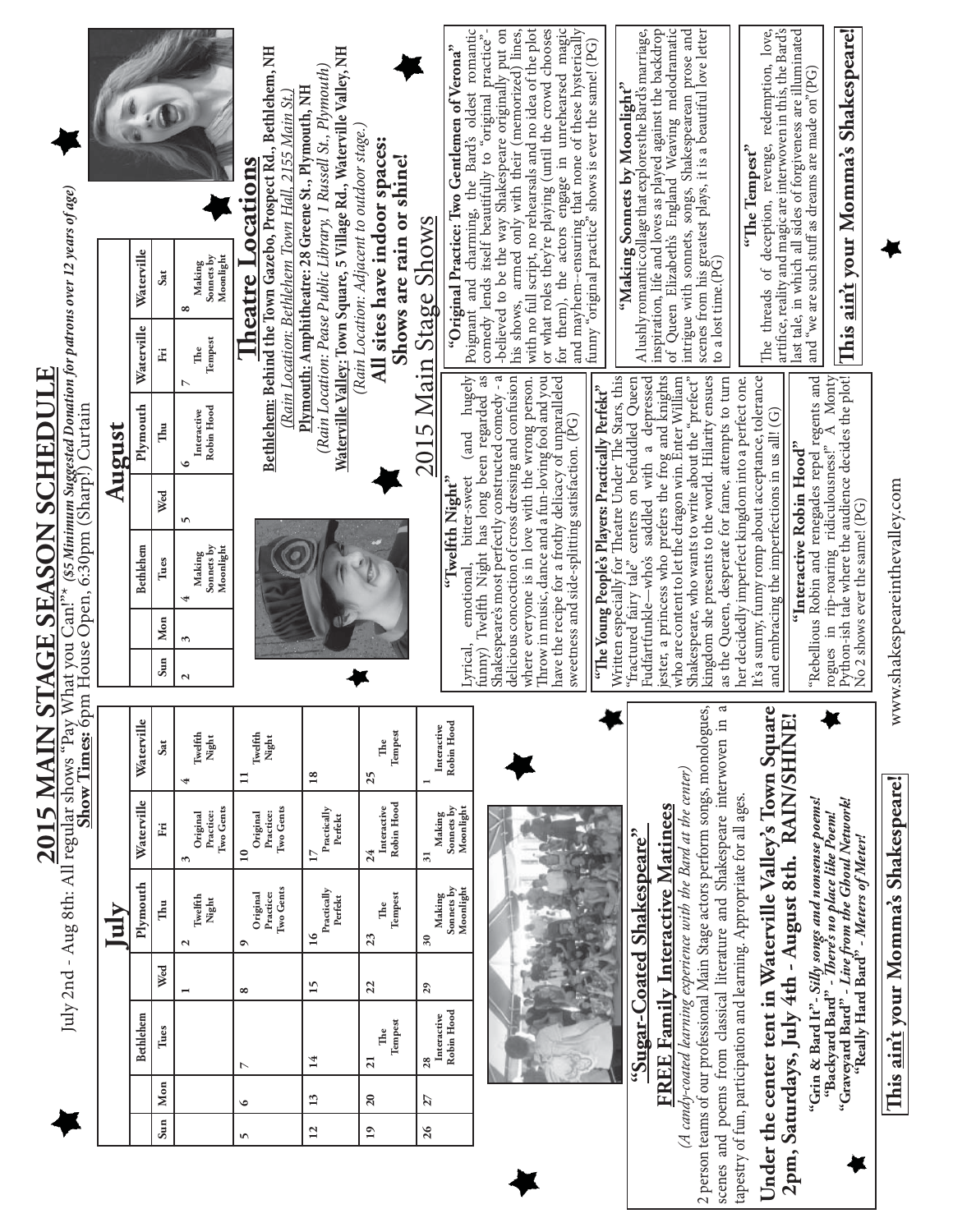# 2015 MAIN STAGE SEASON SCHEDULE

July 2nd - Aug 8th: All regular shows "Pay What you Can!"* *($5 Minimum Suggested Donation for patrons over 12 years of age)*

**Show Times:** 6pm House Open, 6:30pm (Sharp!) Curtain

## July

| | | Bethlehem | | Plymouth | Waterville | Waterville |
|---|---|---|---|---|---|---|
| Sun | Mon | Tues | Wed | Thu | Fri | Sat |
| | | | 1 | 2 Twelfth Night | 3 Original Practice: Two Gents | 4 Twelfth Night |
| 5 | 6 | 7 | 8 | 9 Original Practice: Two Gents | 10 Original Practice: Two Gents | 11 Twelfth Night |
| 12 | 13 | 14 | 15 | 16 Practically Perfekt | 17 Practically Perfekt | 18 |
| 19 | 20 | 21 The Tempest | 22 | 23 The Tempest | 24 Interactive Robin Hood | 25 The Tempest |
| 26 | 27 | 28 Interactive Robin Hood | 29 | 30 Making Sonnets by Moonlight | 31 Making Sonnets by Moonlight | 1 Interactive Robin Hood |

## August

| | | Bethlehem | | Plymouth | Waterville | Waterville |
|---|---|---|---|---|---|---|
| Sun | Mon | Tues | Wed | Thu | Fri | Sat |
| 2 | 3 | 4 Making Sonnets by Moonlight | 5 | 6 Interactive Robin Hood | 7 The Tempest | 8 Making Sonnets by Moonlight |

## Theatre Locations

**Bethlehem: Behind the Town Gazebo, Prospect Rd., Bethlehem, NH**
*(Rain Location: Bethlehem Town Hall, 2155 Main St.)*

**Plymouth: Amphitheatre: 28 Greene St., Plymouth, NH**
*(Rain Location: Pease Public Library, 1 Russell St., Plymouth)*

**Waterville Valley: Town Square, 5 Village Rd., Waterville Valley, NH**
*(Rain Location: Adjacent to outdoor stage.)*

**All sites have indoor spaces: Shows are rain or shine!**

## "Sugar-Coated Shakespeare"

### FREE Family Interactive Matinees

*(A candy-coated learning experience with the Bard at the center)*

2 person teams of our professional Main Stage actors perform songs, monologues, scenes and poems from classical literature and Shakespeare interwoven in a tapestry of fun, participation and learning. Appropriate for all ages.

**Under the center tent in Waterville Valley's Town Square 2pm, Saturdays, July 4th - August 8th. RAIN/SHINE!**

***"Grin & Bard It" - Silly songs and nonsense poems!***
***"Backyard Bard" - There's no place like Poem!***
***"Graveyard Bard" - Live from the Ghoul Network!***
***"Really Hard Bard" - Meters of Meter!***

**This ain't your Momma's Shakespeare!**

## 2015 Main Stage Shows

### "Twelfth Night"

Lyrical, emotional, bitter-sweet (and hugely funny) Twelfth Night has long been regarded as Shakespeare's most perfectly constructed comedy - a delicious concoction of cross dressing and confusion where everyone is in love with the wrong person. Throw in music, dance and a fun-loving fool and you have the recipe for a frothy delicacy of unparalleled sweetness and side-splitting satisfaction. (PG)

### "The Young People's Players: Practically Perfekt"

Written especially for Theatre Under The Stars, this "fractured fairy tale" centers on befuddled Queen Fudfartfunkle—who's saddled with a depressed jester, a princess who prefers the frog and knights who are content to let the dragon win. Enter William Shakespeare, who wants to write about the "prefect" kingdom she presents to the world. Hilarity ensues as the Queen, desperate for fame, attempts to turn her decidedly imperfect kingdom into a perfect one. It's a sunny, funny romp about acceptance, tolerance and embracing the imperfections in us all! (G)

### "Interactive Robin Hood"

"Rebellious Robin and renegades repel regents and rogues in rip-roaring ridiculousness!" A Monty Python-ish tale where the audience decides the plot! No 2 shows ever the same! (PG)

### "Original Practice: Two Gentlemen of Verona"

Poignant and charming, the Bard's oldest romantic comedy lends itself beautifully to "original practice" - believed to be the way Shakespeare originally put on his shows, armed only with their (memorized) lines, with no full script, no rehearsals and no idea of the plot or what roles they're playing (until the crowd chooses for them), the actors engage in unrehearsed magic and mayhem--ensuring that none of these hysterically funny "original practice" shows is ever the same! (PG)

### "Making Sonnets by Moonlight"

A lushly romantic collage that explores the Bard's marriage, inspiration, life and loves as played against the backdrop of Queen Elizabeth's England. Weaving melodramatic intrigue with sonnets, songs, Shakespearean prose and scenes from his greatest plays, it is a beautiful love letter to a lost time.(PG)

### "The Tempest"

The threads of deception, revenge, redemption, love, artifice, reality and magic are interwoven in this, the Bard's last tale, in which all sides of forgiveness are illuminated and "we are such stuff as dreams are made on"(PG)

**This ain't your Momma's Shakespeare!**

www.shakespeareinthevalley.com